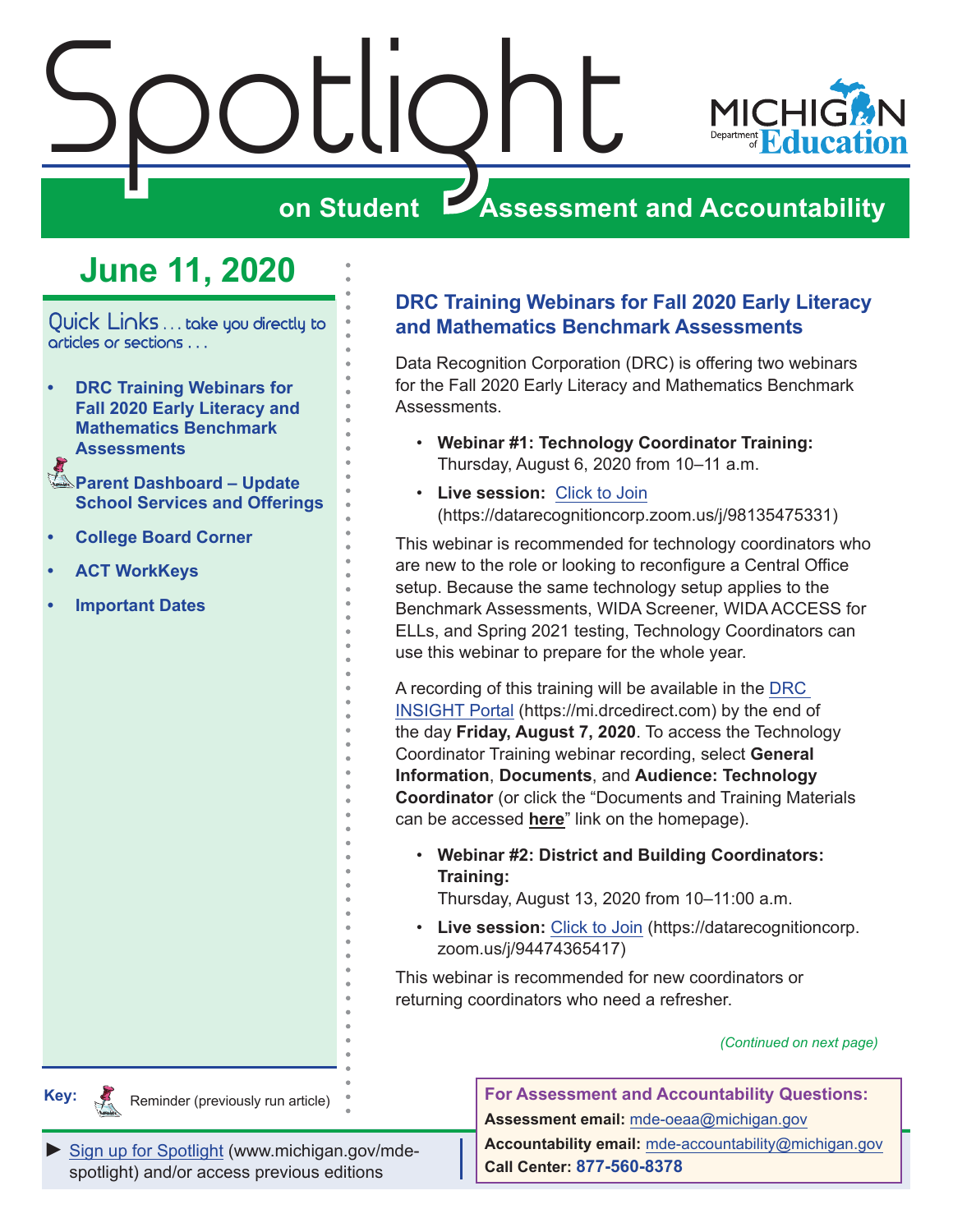# Spotlight on Student Assessment and Accountability

MICHIGAN Department of Education

## June 11, 2020

Quick Links . . . take you directly to articles or sections . . .

- DRC Training Webinars for Fall 2020 Early Literacy and Mathematics Benchmark Assessments
- Parent Dashboard – Update School Services and Offerings
- College Board Corner
- ACT WorkKeys
- Important Dates

Key: Reminder (previously run article)

## DRC Training Webinars for Fall 2020 Early Literacy and Mathematics Benchmark Assessments

Data Recognition Corporation (DRC) is offering two webinars for the Fall 2020 Early Literacy and Mathematics Benchmark Assessments.

- **Webinar #1: Technology Coordinator Training:** Thursday, August 6, 2020 from 10–11 a.m.
- **Live session:** Click to Join (https://datarecognitioncorp.zoom.us/j/98135475331)

This webinar is recommended for technology coordinators who are new to the role or looking to reconfigure a Central Office setup. Because the same technology setup applies to the Benchmark Assessments, WIDA Screener, WIDA ACCESS for ELLs, and Spring 2021 testing, Technology Coordinators can use this webinar to prepare for the whole year.

A recording of this training will be available in the DRC INSIGHT Portal (https://mi.drcedirect.com) by the end of the day **Friday, August 7, 2020**. To access the Technology Coordinator Training webinar recording, select **General Information**, **Documents**, and **Audience: Technology Coordinator** (or click the "Documents and Training Materials can be accessed **here**" link on the homepage).

- **Webinar #2: District and Building Coordinators: Training:** Thursday, August 13, 2020 from 10–11:00 a.m.
- **Live session:** Click to Join (https://datarecognitioncorp.zoom.us/j/94474365417)

This webinar is recommended for new coordinators or returning coordinators who need a refresher.

*(Continued on next page)*

► Sign up for Spotlight (www.michigan.gov/mde-spotlight) and/or access previous editions

**For Assessment and Accountability Questions:**
**Assessment email:** mde-oeaa@michigan.gov
**Accountability email:** mde-accountability@michigan.gov
**Call Center:** 877-560-8378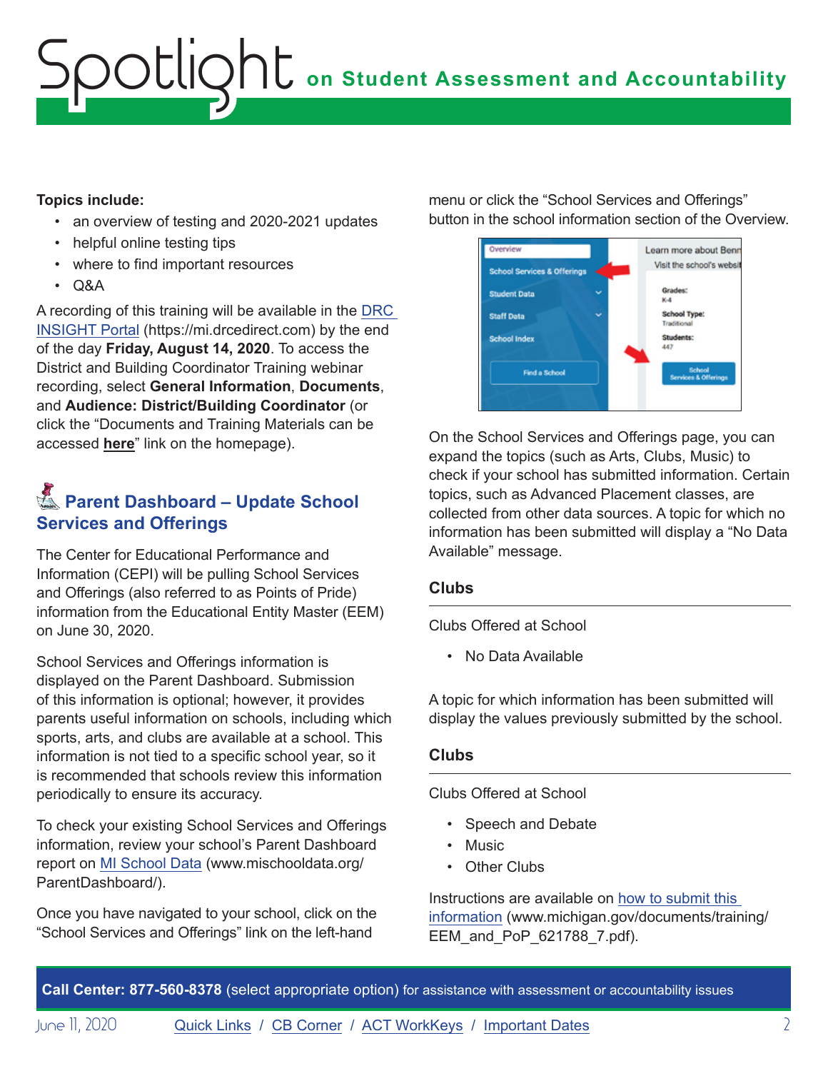**Topics include:**

- an overview of testing and 2020-2021 updates
- helpful online testing tips
- where to find important resources
- Q&A

A recording of this training will be available in the DRC INSIGHT Portal (https://mi.drcedirect.com) by the end of the day **Friday, August 14, 2020**. To access the District and Building Coordinator Training webinar recording, select **General Information**, **Documents**, and **Audience: District/Building Coordinator** (or click the "Documents and Training Materials can be accessed **here**" link on the homepage).

## Parent Dashboard – Update School Services and Offerings

The Center for Educational Performance and Information (CEPI) will be pulling School Services and Offerings (also referred to as Points of Pride) information from the Educational Entity Master (EEM) on June 30, 2020.

School Services and Offerings information is displayed on the Parent Dashboard. Submission of this information is optional; however, it provides parents useful information on schools, including which sports, arts, and clubs are available at a school. This information is not tied to a specific school year, so it is recommended that schools review this information periodically to ensure its accuracy.

To check your existing School Services and Offerings information, review your school's Parent Dashboard report on MI School Data (www.mischooldata.org/ParentDashboard/).

Once you have navigated to your school, click on the "School Services and Offerings" link on the left-hand menu or click the "School Services and Offerings" button in the school information section of the Overview.

On the School Services and Offerings page, you can expand the topics (such as Arts, Clubs, Music) to check if your school has submitted information. Certain topics, such as Advanced Placement classes, are collected from other data sources. A topic for which no information has been submitted will display a "No Data Available" message.

**Clubs**

Clubs Offered at School

- No Data Available

A topic for which information has been submitted will display the values previously submitted by the school.

**Clubs**

Clubs Offered at School

- Speech and Debate
- Music
- Other Clubs

Instructions are available on how to submit this information (www.michigan.gov/documents/training/EEM_and_PoP_621788_7.pdf).

**Call Center: 877-560-8378** (select appropriate option) for assistance with assessment or accountability issues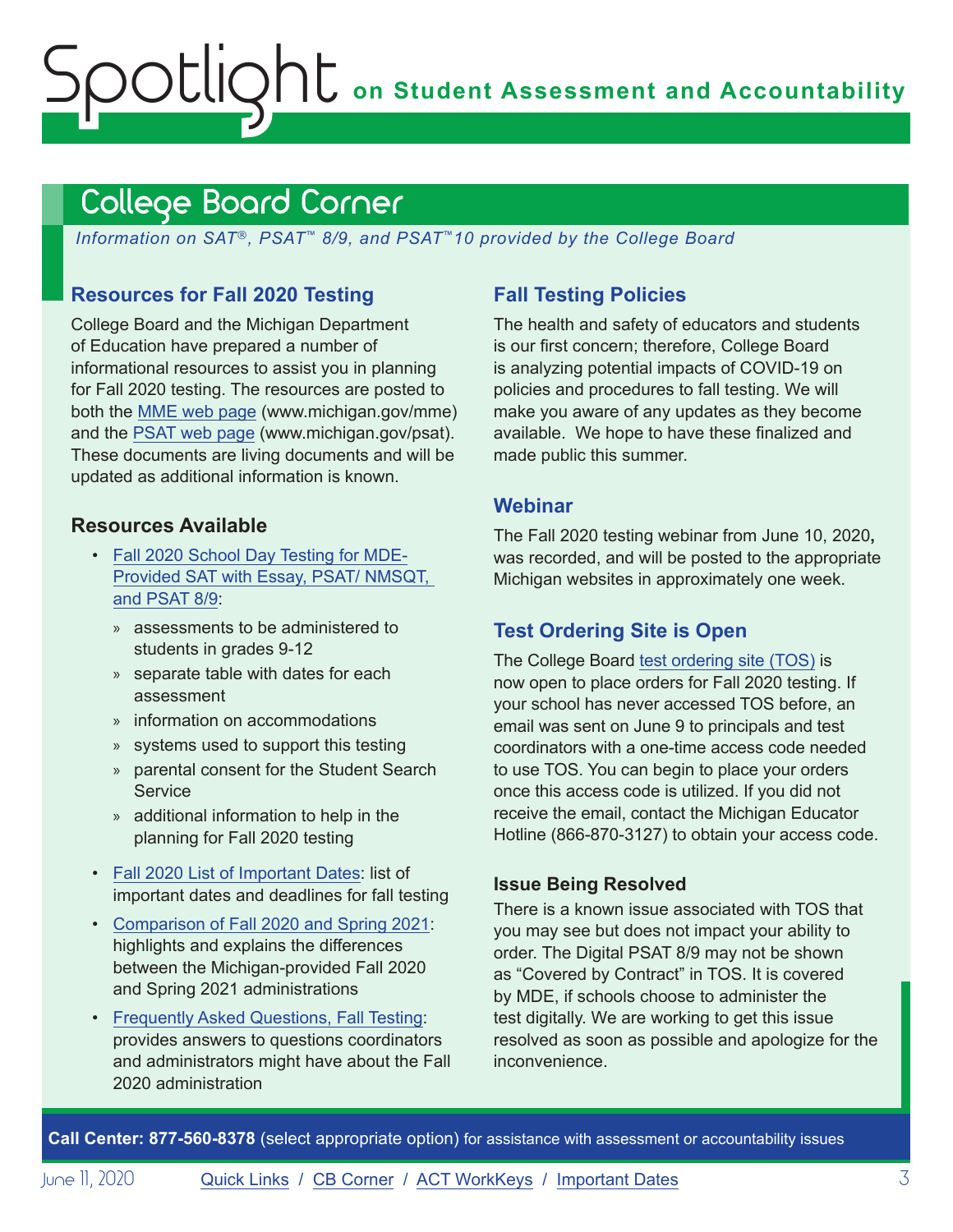## College Board Corner

*Information on SAT®, PSAT™ 8/9, and PSAT™10 provided by the College Board*

### Resources for Fall 2020 Testing

College Board and the Michigan Department of Education have prepared a number of informational resources to assist you in planning for Fall 2020 testing. The resources are posted to both the MME web page (www.michigan.gov/mme) and the PSAT web page (www.michigan.gov/psat). These documents are living documents and will be updated as additional information is known.

### Resources Available

- Fall 2020 School Day Testing for MDE-Provided SAT with Essay, PSAT/ NMSQT, and PSAT 8/9:
  - assessments to be administered to students in grades 9-12
  - separate table with dates for each assessment
  - information on accommodations
  - systems used to support this testing
  - parental consent for the Student Search Service
  - additional information to help in the planning for Fall 2020 testing
- Fall 2020 List of Important Dates: list of important dates and deadlines for fall testing
- Comparison of Fall 2020 and Spring 2021: highlights and explains the differences between the Michigan-provided Fall 2020 and Spring 2021 administrations
- Frequently Asked Questions, Fall Testing: provides answers to questions coordinators and administrators might have about the Fall 2020 administration

### Fall Testing Policies

The health and safety of educators and students is our first concern; therefore, College Board is analyzing potential impacts of COVID-19 on policies and procedures to fall testing. We will make you aware of any updates as they become available. We hope to have these finalized and made public this summer.

### Webinar

The Fall 2020 testing webinar from June 10, 2020**,** was recorded, and will be posted to the appropriate Michigan websites in approximately one week.

### Test Ordering Site is Open

The College Board test ordering site (TOS) is now open to place orders for Fall 2020 testing. If your school has never accessed TOS before, an email was sent on June 9 to principals and test coordinators with a one-time access code needed to use TOS. You can begin to place your orders once this access code is utilized. If you did not receive the email, contact the Michigan Educator Hotline (866-870-3127) to obtain your access code.

#### Issue Being Resolved

There is a known issue associated with TOS that you may see but does not impact your ability to order. The Digital PSAT 8/9 may not be shown as "Covered by Contract" in TOS. It is covered by MDE, if schools choose to administer the test digitally. We are working to get this issue resolved as soon as possible and apologize for the inconvenience.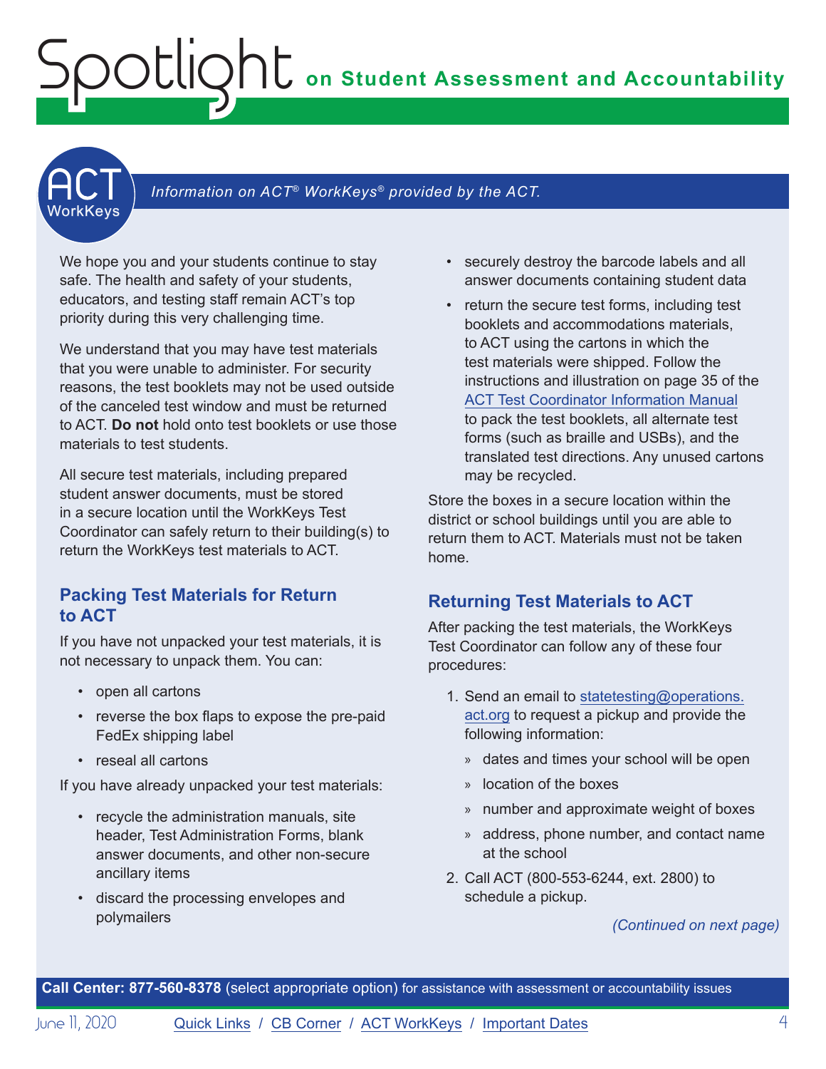## ACT WorkKeys

*Information on ACT® WorkKeys® provided by the ACT.*

We hope you and your students continue to stay safe. The health and safety of your students, educators, and testing staff remain ACT's top priority during this very challenging time.

We understand that you may have test materials that you were unable to administer. For security reasons, the test booklets may not be used outside of the canceled test window and must be returned to ACT. **Do not** hold onto test booklets or use those materials to test students.

All secure test materials, including prepared student answer documents, must be stored in a secure location until the WorkKeys Test Coordinator can safely return to their building(s) to return the WorkKeys test materials to ACT.

### Packing Test Materials for Return to ACT

If you have not unpacked your test materials, it is not necessary to unpack them. You can:

- open all cartons
- reverse the box flaps to expose the pre-paid FedEx shipping label
- reseal all cartons

If you have already unpacked your test materials:

- recycle the administration manuals, site header, Test Administration Forms, blank answer documents, and other non-secure ancillary items
- discard the processing envelopes and polymailers
- securely destroy the barcode labels and all answer documents containing student data
- return the secure test forms, including test booklets and accommodations materials, to ACT using the cartons in which the test materials were shipped. Follow the instructions and illustration on page 35 of the [ACT Test Coordinator Information Manual](ACT Test Coordinator Information Manual) to pack the test booklets, all alternate test forms (such as braille and USBs), and the translated test directions. Any unused cartons may be recycled.

Store the boxes in a secure location within the district or school buildings until you are able to return them to ACT. Materials must not be taken home.

### Returning Test Materials to ACT

After packing the test materials, the WorkKeys Test Coordinator can follow any of these four procedures:

1. Send an email to statetesting@operations.act.org to request a pickup and provide the following information:
   - dates and times your school will be open
   - location of the boxes
   - number and approximate weight of boxes
   - address, phone number, and contact name at the school
2. Call ACT (800-553-6244, ext. 2800) to schedule a pickup.

*(Continued on next page)*

**Call Center: 877-560-8378** (select appropriate option) for assistance with assessment or accountability issues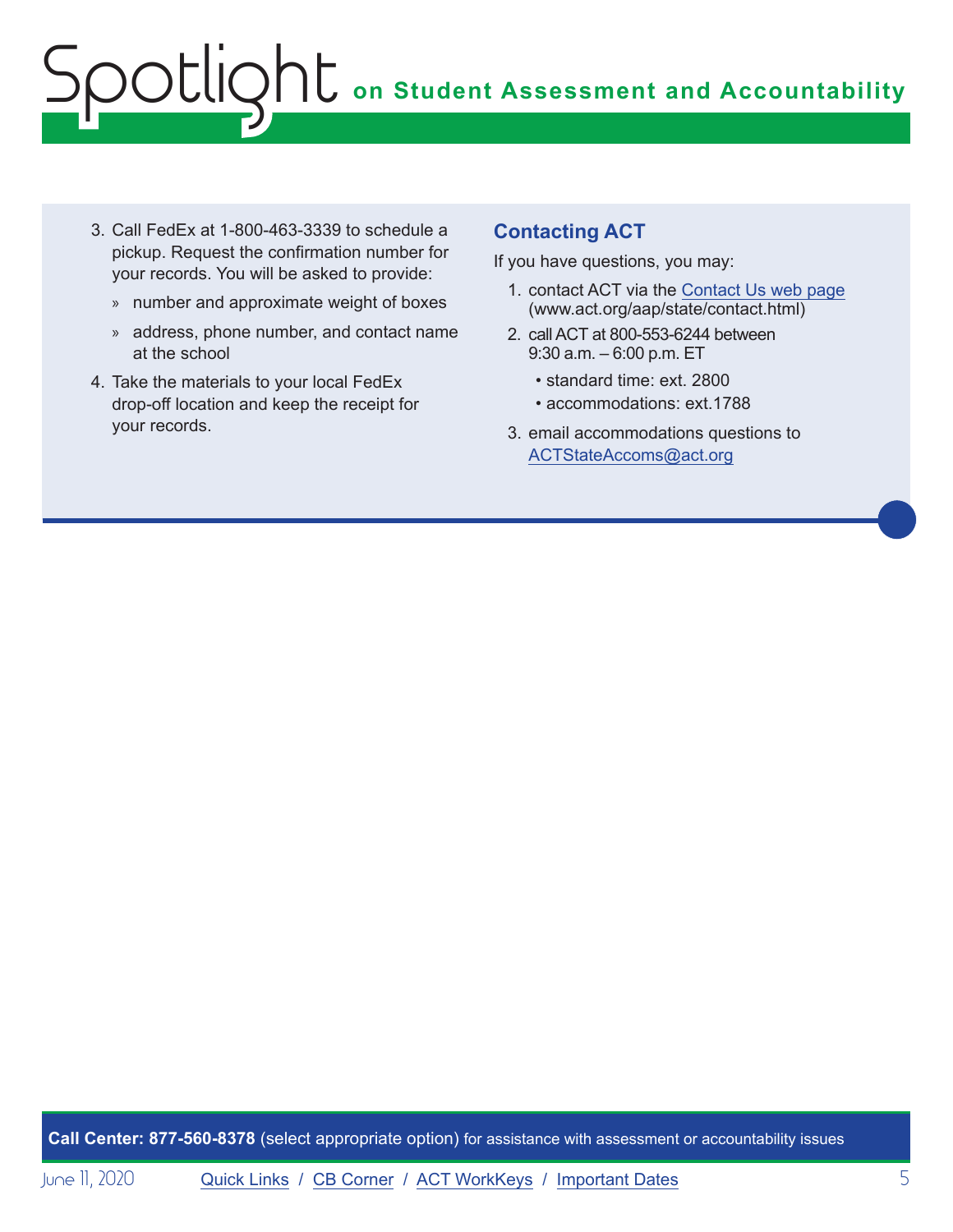3. Call FedEx at 1-800-463-3339 to schedule a pickup. Request the confirmation number for your records. You will be asked to provide:
   - number and approximate weight of boxes
   - address, phone number, and contact name at the school
4. Take the materials to your local FedEx drop-off location and keep the receipt for your records.

## Contacting ACT

If you have questions, you may:

1. contact ACT via the Contact Us web page (www.act.org/aap/state/contact.html)
2. call ACT at 800-553-6244 between 9:30 a.m. – 6:00 p.m. ET
   - standard time: ext. 2800
   - accommodations: ext.1788
3. email accommodations questions to ACTStateAccoms@act.org

**Call Center: 877-560-8378** (select appropriate option) for assistance with assessment or accountability issues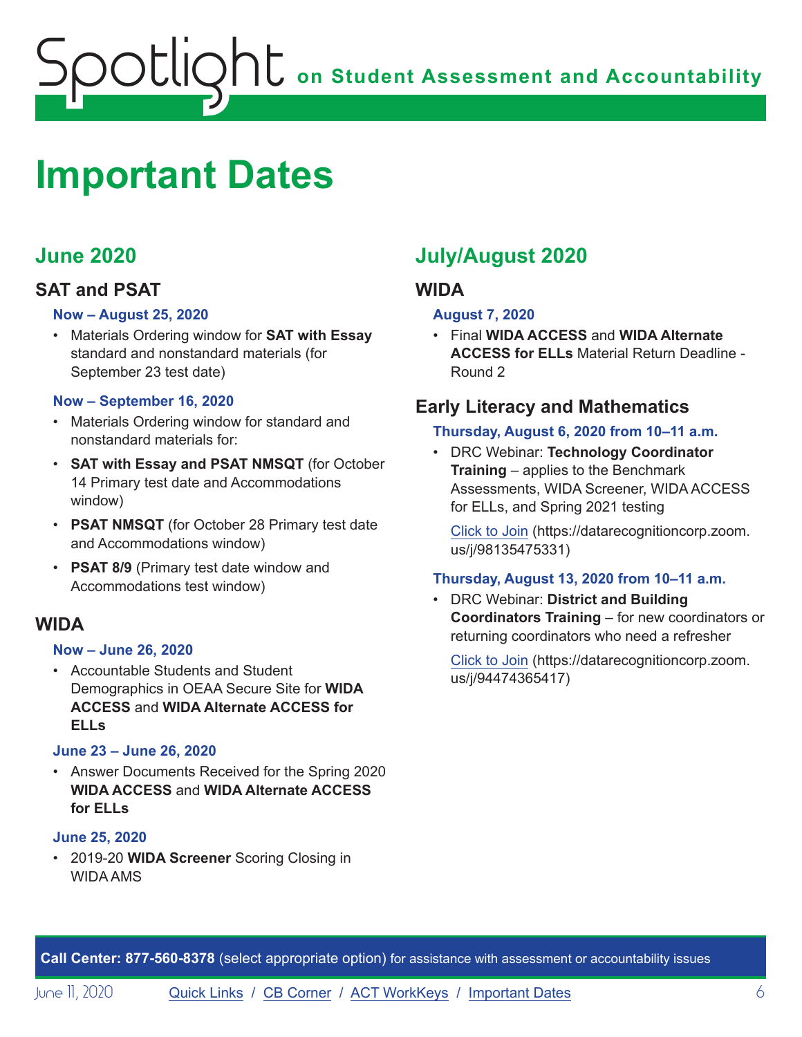# Important Dates

## June 2020

### SAT and PSAT

**Now – August 25, 2020**

- Materials Ordering window for **SAT with Essay** standard and nonstandard materials (for September 23 test date)

**Now – September 16, 2020**

- Materials Ordering window for standard and nonstandard materials for:
- **SAT with Essay and PSAT NMSQT** (for October 14 Primary test date and Accommodations window)
- **PSAT NMSQT** (for October 28 Primary test date and Accommodations window)
- **PSAT 8/9** (Primary test date window and Accommodations test window)

### WIDA

**Now – June 26, 2020**

- Accountable Students and Student Demographics in OEAA Secure Site for **WIDA ACCESS** and **WIDA Alternate ACCESS for ELLs**

**June 23 – June 26, 2020**

- Answer Documents Received for the Spring 2020 **WIDA ACCESS** and **WIDA Alternate ACCESS for ELLs**

**June 25, 2020**

- 2019-20 **WIDA Screener** Scoring Closing in WIDA AMS

## July/August 2020

### WIDA

**August 7, 2020**

- Final **WIDA ACCESS** and **WIDA Alternate ACCESS for ELLs** Material Return Deadline - Round 2

### Early Literacy and Mathematics

**Thursday, August 6, 2020 from 10–11 a.m.**

- DRC Webinar: **Technology Coordinator Training** – applies to the Benchmark Assessments, WIDA Screener, WIDA ACCESS for ELLs, and Spring 2021 testing

  Click to Join (https://datarecognitioncorp.zoom.us/j/98135475331)

**Thursday, August 13, 2020 from 10–11 a.m.**

- DRC Webinar: **District and Building Coordinators Training** – for new coordinators or returning coordinators who need a refresher

  Click to Join (https://datarecognitioncorp.zoom.us/j/94474365417)

**Call Center: 877-560-8378** (select appropriate option) for assistance with assessment or accountability issues